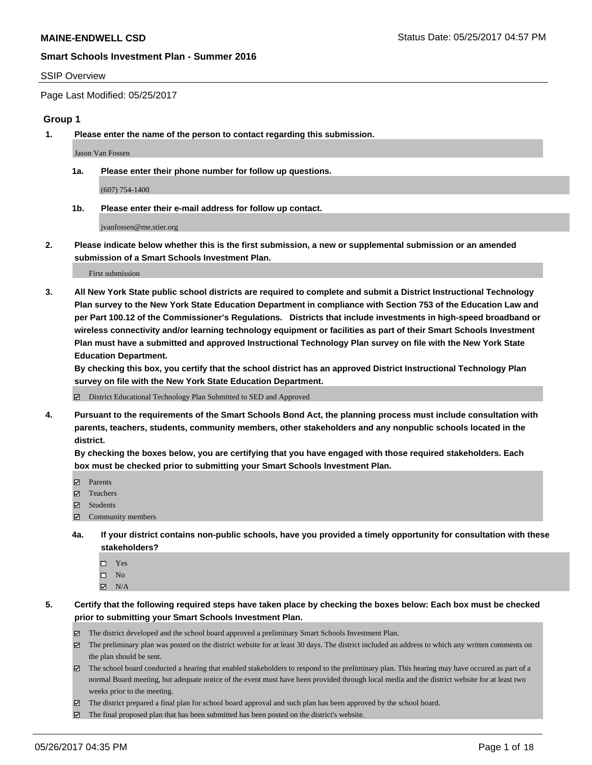**MAINE-ENDWELL CSD** Status Date: 05/25/2017 04:57 PM

**Smart Schools Investment Plan - Summer 2016**

SSIP Overview

Page Last Modified: 05/25/2017

## Group 1

1. **Please enter the name of the person to contact regarding this submission.**

   Jason Van Fossen

   1a. **Please enter their phone number for follow up questions.**

   (607) 754-1400

   1b. **Please enter their e-mail address for follow up contact.**

   jvanfossen@me.stier.org

2. **Please indicate below whether this is the first submission, a new or supplemental submission or an amended submission of a Smart Schools Investment Plan.**

   First submission

3. **All New York State public school districts are required to complete and submit a District Instructional Technology Plan survey to the New York State Education Department in compliance with Section 753 of the Education Law and per Part 100.12 of the Commissioner's Regulations. Districts that include investments in high-speed broadband or wireless connectivity and/or learning technology equipment or facilities as part of their Smart Schools Investment Plan must have a submitted and approved Instructional Technology Plan survey on file with the New York State Education Department.**
   **By checking this box, you certify that the school district has an approved District Instructional Technology Plan survey on file with the New York State Education Department.**

   ☑ District Educational Technology Plan Submitted to SED and Approved

4. **Pursuant to the requirements of the Smart Schools Bond Act, the planning process must include consultation with parents, teachers, students, community members, other stakeholders and any nonpublic schools located in the district.**
   **By checking the boxes below, you are certifying that you have engaged with those required stakeholders. Each box must be checked prior to submitting your Smart Schools Investment Plan.**

   ☑ Parents
   ☑ Teachers
   ☑ Students
   ☑ Community members

   4a. **If your district contains non-public schools, have you provided a timely opportunity for consultation with these stakeholders?**

   ☐ Yes
   ☐ No
   ☑ N/A

5. **Certify that the following required steps have taken place by checking the boxes below: Each box must be checked prior to submitting your Smart Schools Investment Plan.**

   ☑ The district developed and the school board approved a preliminary Smart Schools Investment Plan.
   ☑ The preliminary plan was posted on the district website for at least 30 days. The district included an address to which any written comments on the plan should be sent.
   ☑ The school board conducted a hearing that enabled stakeholders to respond to the preliminary plan. This hearing may have occured as part of a normal Board meeting, but adequate notice of the event must have been provided through local media and the district website for at least two weeks prior to the meeting.
   ☑ The district prepared a final plan for school board approval and such plan has been approved by the school board.
   ☑ The final proposed plan that has been submitted has been posted on the district's website.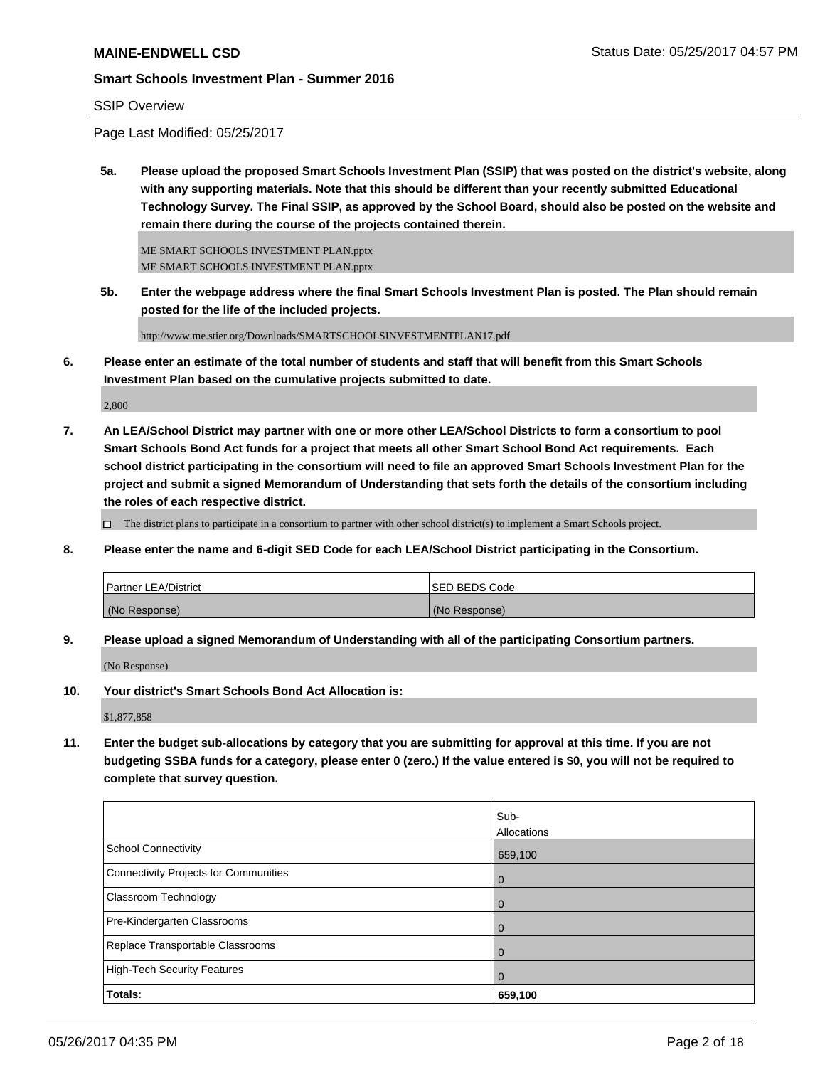SSIP Overview

Page Last Modified: 05/25/2017

**5a. Please upload the proposed Smart Schools Investment Plan (SSIP) that was posted on the district's website, along with any supporting materials. Note that this should be different than your recently submitted Educational Technology Survey. The Final SSIP, as approved by the School Board, should also be posted on the website and remain there during the course of the projects contained therein.**

ME SMART SCHOOLS INVESTMENT PLAN.pptx
ME SMART SCHOOLS INVESTMENT PLAN.pptx

**5b. Enter the webpage address where the final Smart Schools Investment Plan is posted. The Plan should remain posted for the life of the included projects.**

http://www.me.stier.org/Downloads/SMARTSCHOOLSINVESTMENTPLAN17.pdf

**6. Please enter an estimate of the total number of students and staff that will benefit from this Smart Schools Investment Plan based on the cumulative projects submitted to date.**

2,800

**7. An LEA/School District may partner with one or more other LEA/School Districts to form a consortium to pool Smart Schools Bond Act funds for a project that meets all other Smart School Bond Act requirements. Each school district participating in the consortium will need to file an approved Smart Schools Investment Plan for the project and submit a signed Memorandum of Understanding that sets forth the details of the consortium including the roles of each respective district.**

☐ The district plans to participate in a consortium to partner with other school district(s) to implement a Smart Schools project.

**8. Please enter the name and 6-digit SED Code for each LEA/School District participating in the Consortium.**

| Partner LEA/District | SED BEDS Code |
| --- | --- |
| (No Response) | (No Response) |

**9. Please upload a signed Memorandum of Understanding with all of the participating Consortium partners.**

(No Response)

**10. Your district's Smart Schools Bond Act Allocation is:**

$1,877,858

**11. Enter the budget sub-allocations by category that you are submitting for approval at this time. If you are not budgeting SSBA funds for a category, please enter 0 (zero.) If the value entered is $0, you will not be required to complete that survey question.**

| | Sub-Allocations |
| --- | --- |
| School Connectivity | 659,100 |
| Connectivity Projects for Communities | 0 |
| Classroom Technology | 0 |
| Pre-Kindergarten Classrooms | 0 |
| Replace Transportable Classrooms | 0 |
| High-Tech Security Features | 0 |
| **Totals:** | **659,100** |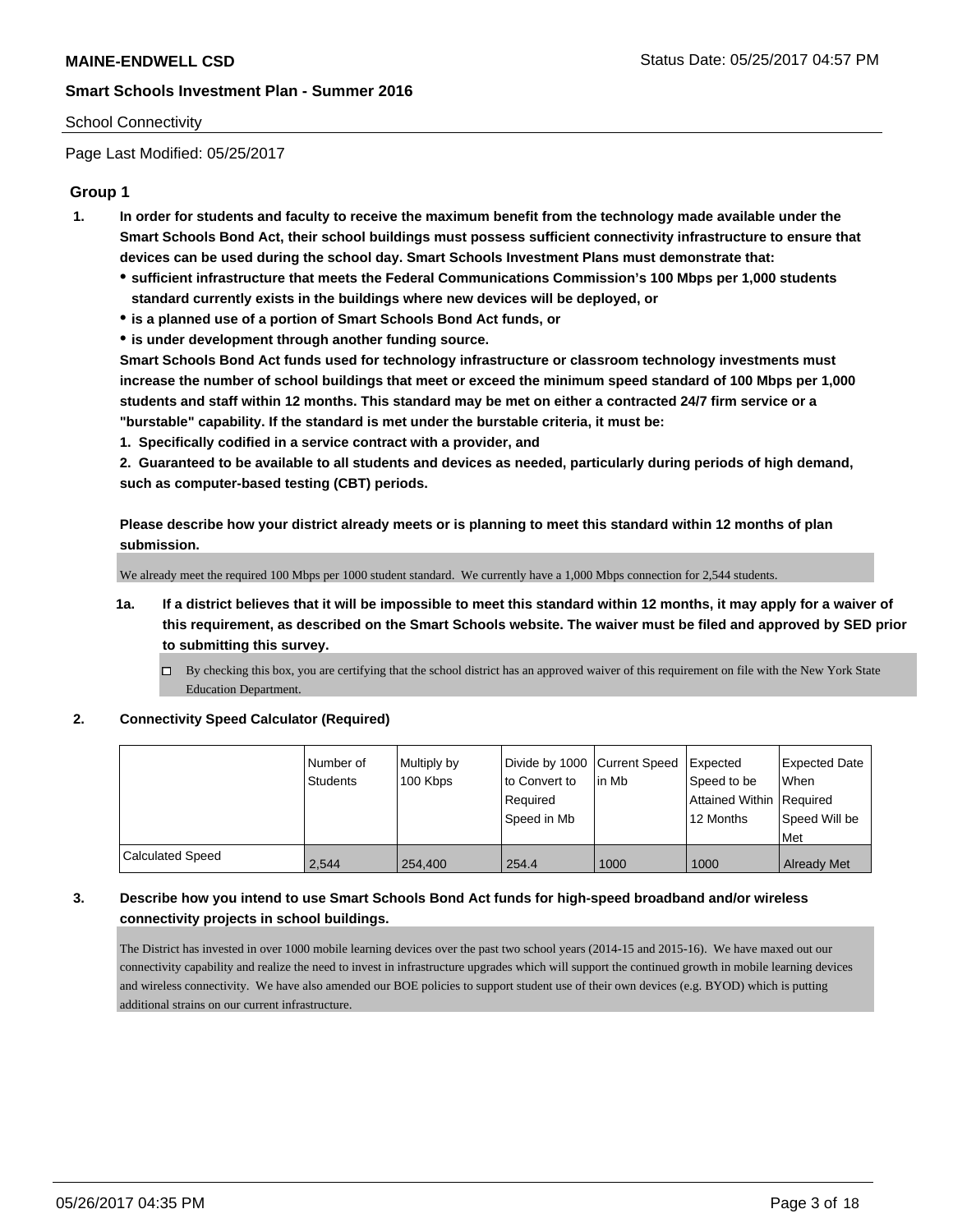School Connectivity

Page Last Modified: 05/25/2017

## Group 1

**1. In order for students and faculty to receive the maximum benefit from the technology made available under the Smart Schools Bond Act, their school buildings must possess sufficient connectivity infrastructure to ensure that devices can be used during the school day. Smart Schools Investment Plans must demonstrate that:**

- **sufficient infrastructure that meets the Federal Communications Commission's 100 Mbps per 1,000 students standard currently exists in the buildings where new devices will be deployed, or**
- **is a planned use of a portion of Smart Schools Bond Act funds, or**
- **is under development through another funding source.**

**Smart Schools Bond Act funds used for technology infrastructure or classroom technology investments must increase the number of school buildings that meet or exceed the minimum speed standard of 100 Mbps per 1,000 students and staff within 12 months. This standard may be met on either a contracted 24/7 firm service or a "burstable" capability. If the standard is met under the burstable criteria, it must be:**

**1. Specifically codified in a service contract with a provider, and**

**2. Guaranteed to be available to all students and devices as needed, particularly during periods of high demand, such as computer-based testing (CBT) periods.**

**Please describe how your district already meets or is planning to meet this standard within 12 months of plan submission.**

We already meet the required 100 Mbps per 1000 student standard. We currently have a 1,000 Mbps connection for 2,544 students.

**1a. If a district believes that it will be impossible to meet this standard within 12 months, it may apply for a waiver of this requirement, as described on the Smart Schools website. The waiver must be filed and approved by SED prior to submitting this survey.**

☐ By checking this box, you are certifying that the school district has an approved waiver of this requirement on file with the New York State Education Department.

**2. Connectivity Speed Calculator (Required)**

| | Number of Students | Multiply by 100 Kbps | Divide by 1000 to Convert to Required Speed in Mb | Current Speed in Mb | Expected Speed to be Attained Within 12 Months | Expected Date When Required Speed Will be Met |
|---|---|---|---|---|---|---|
| Calculated Speed | 2,544 | 254,400 | 254.4 | 1000 | 1000 | Already Met |

**3. Describe how you intend to use Smart Schools Bond Act funds for high-speed broadband and/or wireless connectivity projects in school buildings.**

The District has invested in over 1000 mobile learning devices over the past two school years (2014-15 and 2015-16). We have maxed out our connectivity capability and realize the need to invest in infrastructure upgrades which will support the continued growth in mobile learning devices and wireless connectivity. We have also amended our BOE policies to support student use of their own devices (e.g. BYOD) which is putting additional strains on our current infrastructure.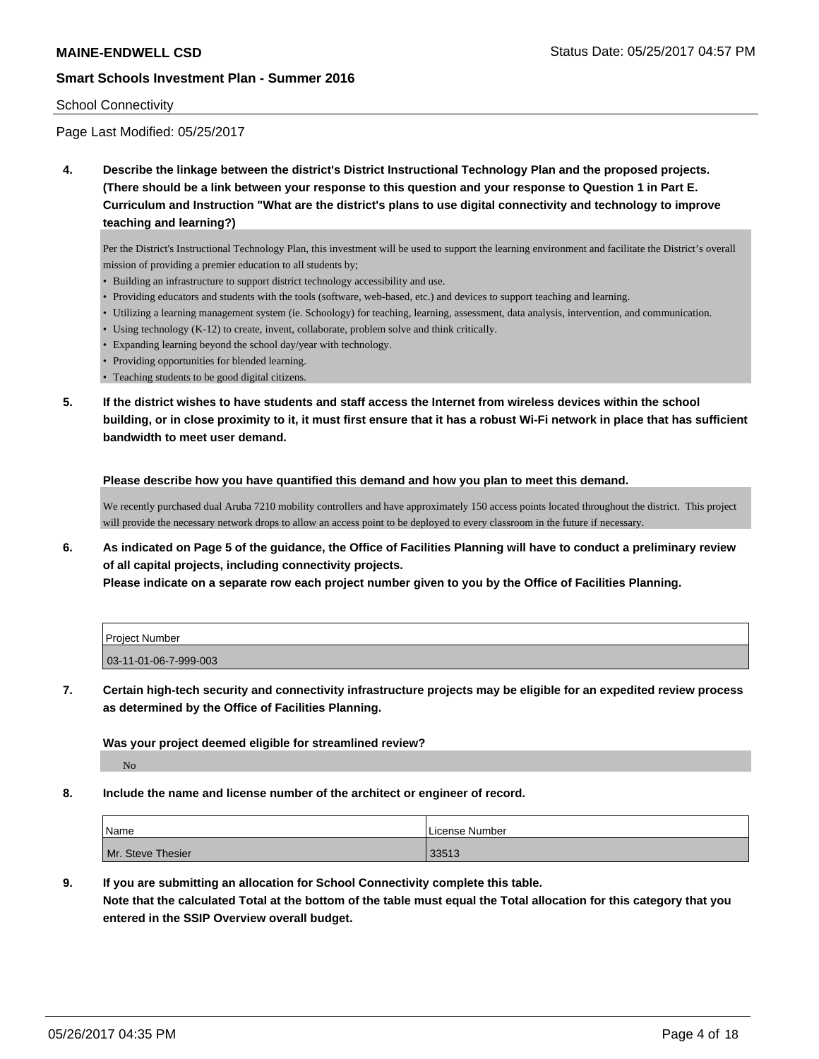School Connectivity

Page Last Modified: 05/25/2017

**4. Describe the linkage between the district's District Instructional Technology Plan and the proposed projects. (There should be a link between your response to this question and your response to Question 1 in Part E. Curriculum and Instruction "What are the district's plans to use digital connectivity and technology to improve teaching and learning?)**

Per the District's Instructional Technology Plan, this investment will be used to support the learning environment and facilitate the District's overall mission of providing a premier education to all students by;

- Building an infrastructure to support district technology accessibility and use.
- Providing educators and students with the tools (software, web-based, etc.) and devices to support teaching and learning.
- Utilizing a learning management system (ie. Schoology) for teaching, learning, assessment, data analysis, intervention, and communication.
- Using technology (K-12) to create, invent, collaborate, problem solve and think critically.
- Expanding learning beyond the school day/year with technology.
- Providing opportunities for blended learning.
- Teaching students to be good digital citizens.

**5. If the district wishes to have students and staff access the Internet from wireless devices within the school building, or in close proximity to it, it must first ensure that it has a robust Wi-Fi network in place that has sufficient bandwidth to meet user demand.**

**Please describe how you have quantified this demand and how you plan to meet this demand.**

We recently purchased dual Aruba 7210 mobility controllers and have approximately 150 access points located throughout the district. This project will provide the necessary network drops to allow an access point to be deployed to every classroom in the future if necessary.

**6. As indicated on Page 5 of the guidance, the Office of Facilities Planning will have to conduct a preliminary review of all capital projects, including connectivity projects.**
**Please indicate on a separate row each project number given to you by the Office of Facilities Planning.**

| Project Number |
| --- |
| 03-11-01-06-7-999-003 |

**7. Certain high-tech security and connectivity infrastructure projects may be eligible for an expedited review process as determined by the Office of Facilities Planning.**

**Was your project deemed eligible for streamlined review?**

No

**8. Include the name and license number of the architect or engineer of record.**

| Name | License Number |
| --- | --- |
| Mr. Steve Thesier | 33513 |

**9. If you are submitting an allocation for School Connectivity complete this table.**
**Note that the calculated Total at the bottom of the table must equal the Total allocation for this category that you entered in the SSIP Overview overall budget.**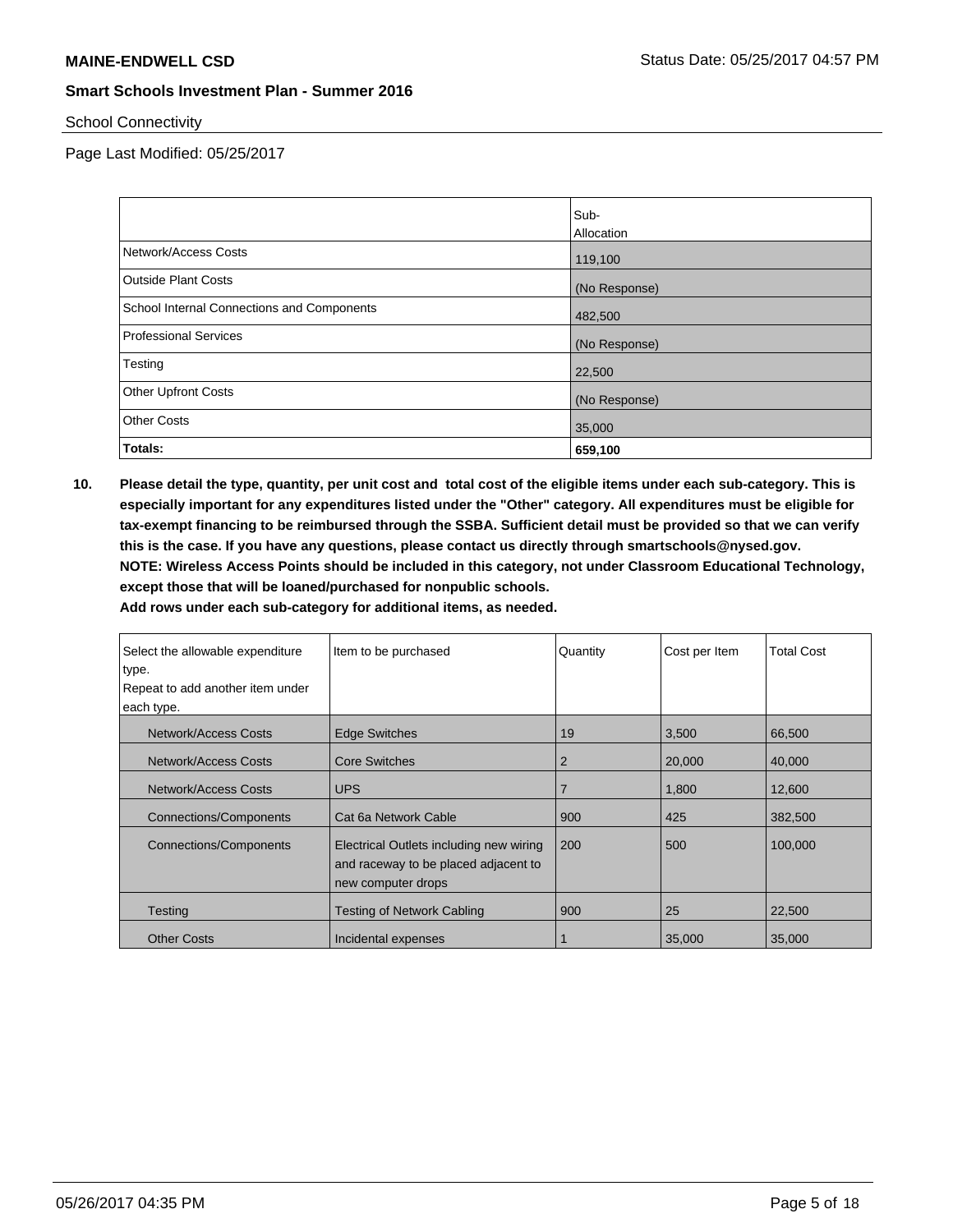**MAINE-ENDWELL CSD**

**Smart Schools Investment Plan - Summer 2016**

School Connectivity

Page Last Modified: 05/25/2017

| | Sub-Allocation |
|---|---|
| Network/Access Costs | 119,100 |
| Outside Plant Costs | (No Response) |
| School Internal Connections and Components | 482,500 |
| Professional Services | (No Response) |
| Testing | 22,500 |
| Other Upfront Costs | (No Response) |
| Other Costs | 35,000 |
| **Totals:** | **659,100** |

**10. Please detail the type, quantity, per unit cost and total cost of the eligible items under each sub-category. This is especially important for any expenditures listed under the "Other" category. All expenditures must be eligible for tax-exempt financing to be reimbursed through the SSBA. Sufficient detail must be provided so that we can verify this is the case. If you have any questions, please contact us directly through smartschools@nysed.gov. NOTE: Wireless Access Points should be included in this category, not under Classroom Educational Technology, except those that will be loaned/purchased for nonpublic schools. Add rows under each sub-category for additional items, as needed.**

| Select the allowable expenditure type. Repeat to add another item under each type. | Item to be purchased | Quantity | Cost per Item | Total Cost |
|---|---|---|---|---|
| Network/Access Costs | Edge Switches | 19 | 3,500 | 66,500 |
| Network/Access Costs | Core Switches | 2 | 20,000 | 40,000 |
| Network/Access Costs | UPS | 7 | 1,800 | 12,600 |
| Connections/Components | Cat 6a Network Cable | 900 | 425 | 382,500 |
| Connections/Components | Electrical Outlets including new wiring and raceway to be placed adjacent to new computer drops | 200 | 500 | 100,000 |
| Testing | Testing of Network Cabling | 900 | 25 | 22,500 |
| Other Costs | Incidental expenses | 1 | 35,000 | 35,000 |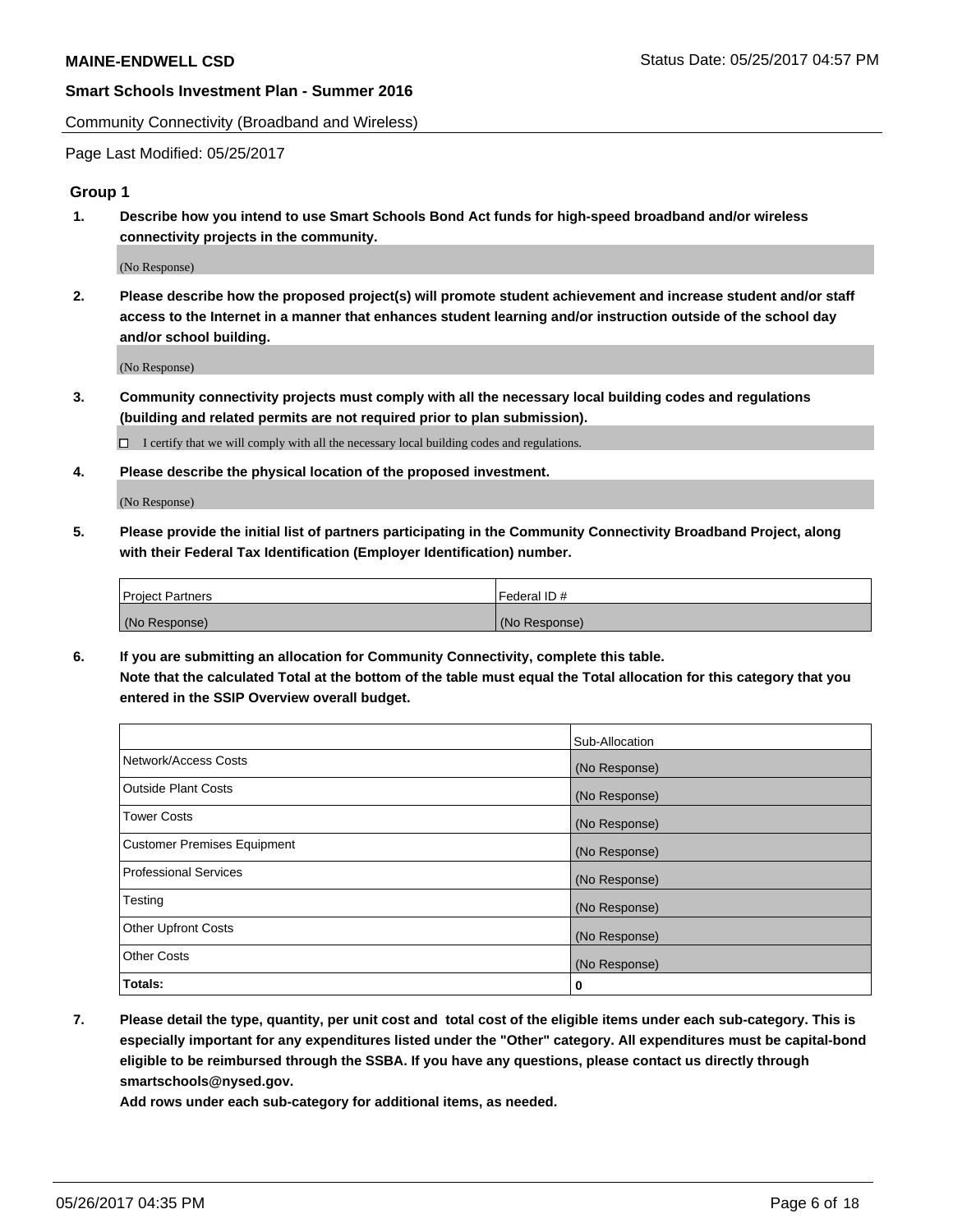Community Connectivity (Broadband and Wireless)

Page Last Modified: 05/25/2017

## Group 1

**1. Describe how you intend to use Smart Schools Bond Act funds for high-speed broadband and/or wireless connectivity projects in the community.**

(No Response)

**2. Please describe how the proposed project(s) will promote student achievement and increase student and/or staff access to the Internet in a manner that enhances student learning and/or instruction outside of the school day and/or school building.**

(No Response)

**3. Community connectivity projects must comply with all the necessary local building codes and regulations (building and related permits are not required prior to plan submission).**

☐ I certify that we will comply with all the necessary local building codes and regulations.

**4. Please describe the physical location of the proposed investment.**

(No Response)

**5. Please provide the initial list of partners participating in the Community Connectivity Broadband Project, along with their Federal Tax Identification (Employer Identification) number.**

| Project Partners | Federal ID # |
|---|---|
| (No Response) | (No Response) |

**6. If you are submitting an allocation for Community Connectivity, complete this table.**
**Note that the calculated Total at the bottom of the table must equal the Total allocation for this category that you entered in the SSIP Overview overall budget.**

| | Sub-Allocation |
|---|---|
| Network/Access Costs | (No Response) |
| Outside Plant Costs | (No Response) |
| Tower Costs | (No Response) |
| Customer Premises Equipment | (No Response) |
| Professional Services | (No Response) |
| Testing | (No Response) |
| Other Upfront Costs | (No Response) |
| Other Costs | (No Response) |
| **Totals:** | **0** |

**7. Please detail the type, quantity, per unit cost and total cost of the eligible items under each sub-category. This is especially important for any expenditures listed under the "Other" category. All expenditures must be capital-bond eligible to be reimbursed through the SSBA. If you have any questions, please contact us directly through smartschools@nysed.gov.**
**Add rows under each sub-category for additional items, as needed.**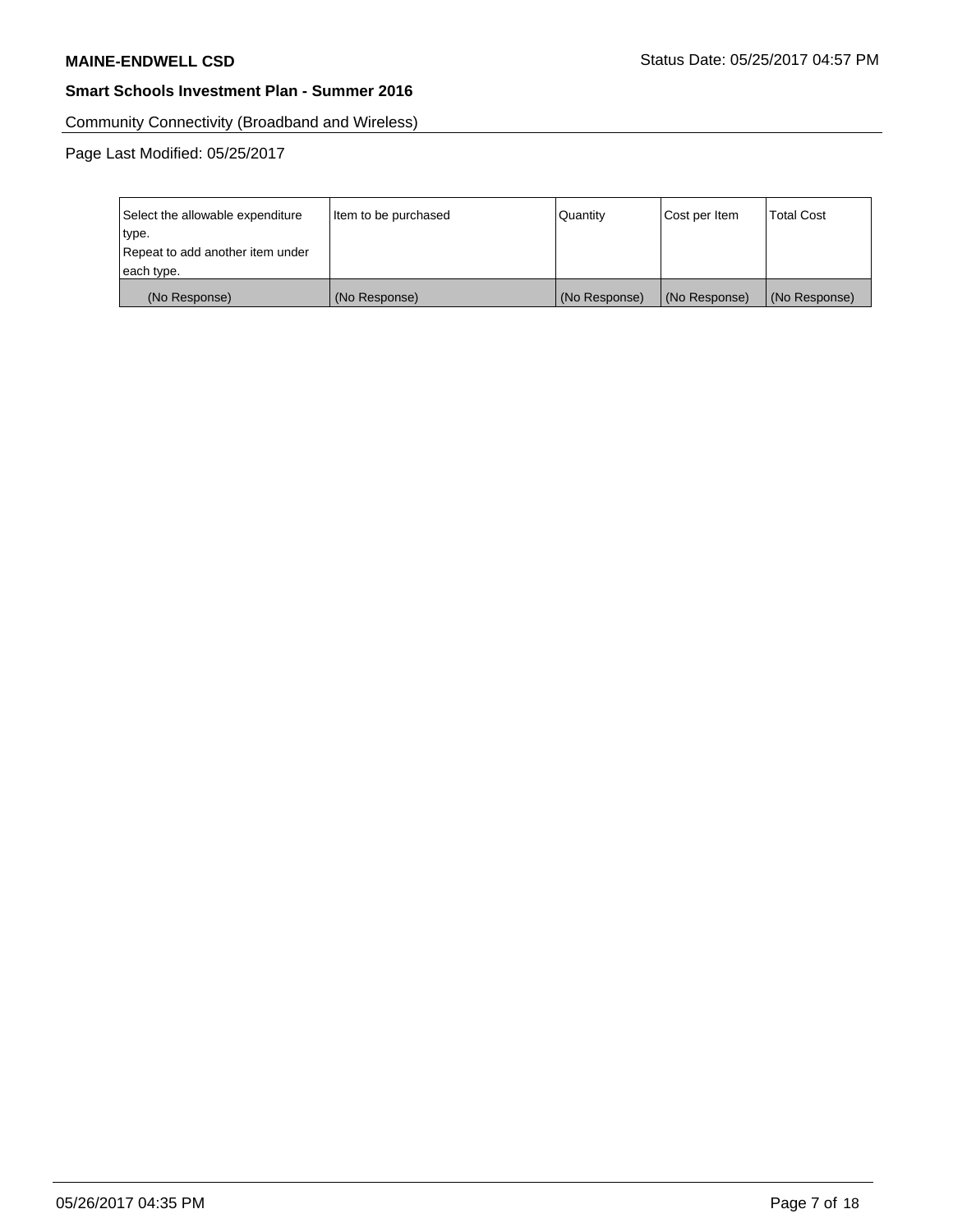Community Connectivity (Broadband and Wireless)

Page Last Modified: 05/25/2017

| Select the allowable expenditure type. Repeat to add another item under each type. | Item to be purchased | Quantity | Cost per Item | Total Cost |
|---|---|---|---|---|
| (No Response) | (No Response) | (No Response) | (No Response) | (No Response) |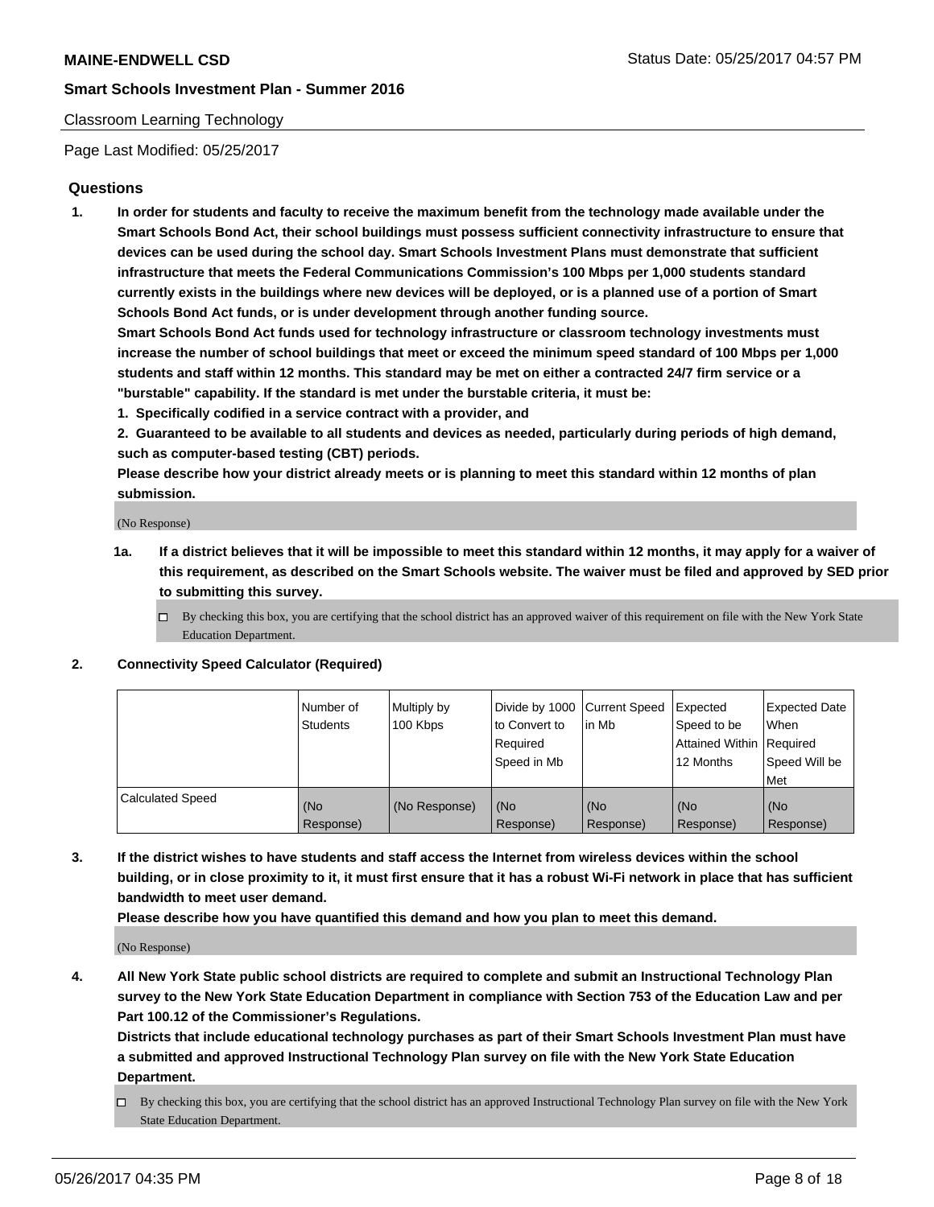Classroom Learning Technology

Page Last Modified: 05/25/2017

## Questions

1. **In order for students and faculty to receive the maximum benefit from the technology made available under the Smart Schools Bond Act, their school buildings must possess sufficient connectivity infrastructure to ensure that devices can be used during the school day. Smart Schools Investment Plans must demonstrate that sufficient infrastructure that meets the Federal Communications Commission's 100 Mbps per 1,000 students standard currently exists in the buildings where new devices will be deployed, or is a planned use of a portion of Smart Schools Bond Act funds, or is under development through another funding source.**
   **Smart Schools Bond Act funds used for technology infrastructure or classroom technology investments must increase the number of school buildings that meet or exceed the minimum speed standard of 100 Mbps per 1,000 students and staff within 12 months. This standard may be met on either a contracted 24/7 firm service or a "burstable" capability. If the standard is met under the burstable criteria, it must be:**
   **1. Specifically codified in a service contract with a provider, and**
   **2. Guaranteed to be available to all students and devices as needed, particularly during periods of high demand, such as computer-based testing (CBT) periods.**
   **Please describe how your district already meets or is planning to meet this standard within 12 months of plan submission.**

   (No Response)

   **1a. If a district believes that it will be impossible to meet this standard within 12 months, it may apply for a waiver of this requirement, as described on the Smart Schools website. The waiver must be filed and approved by SED prior to submitting this survey.**

   ☐ By checking this box, you are certifying that the school district has an approved waiver of this requirement on file with the New York State Education Department.

2. **Connectivity Speed Calculator (Required)**

| | Number of Students | Multiply by 100 Kbps | Divide by 1000 to Convert to Required Speed in Mb | Current Speed in Mb | Expected Speed to be Attained Within 12 Months | Expected Date When Required Speed Will be Met |
|---|---|---|---|---|---|---|
| Calculated Speed | (No Response) | (No Response) | (No Response) | (No Response) | (No Response) | (No Response) |

3. **If the district wishes to have students and staff access the Internet from wireless devices within the school building, or in close proximity to it, it must first ensure that it has a robust Wi-Fi network in place that has sufficient bandwidth to meet user demand.**
   **Please describe how you have quantified this demand and how you plan to meet this demand.**

   (No Response)

4. **All New York State public school districts are required to complete and submit an Instructional Technology Plan survey to the New York State Education Department in compliance with Section 753 of the Education Law and per Part 100.12 of the Commissioner's Regulations.**
   **Districts that include educational technology purchases as part of their Smart Schools Investment Plan must have a submitted and approved Instructional Technology Plan survey on file with the New York State Education Department.**

   ☐ By checking this box, you are certifying that the school district has an approved Instructional Technology Plan survey on file with the New York State Education Department.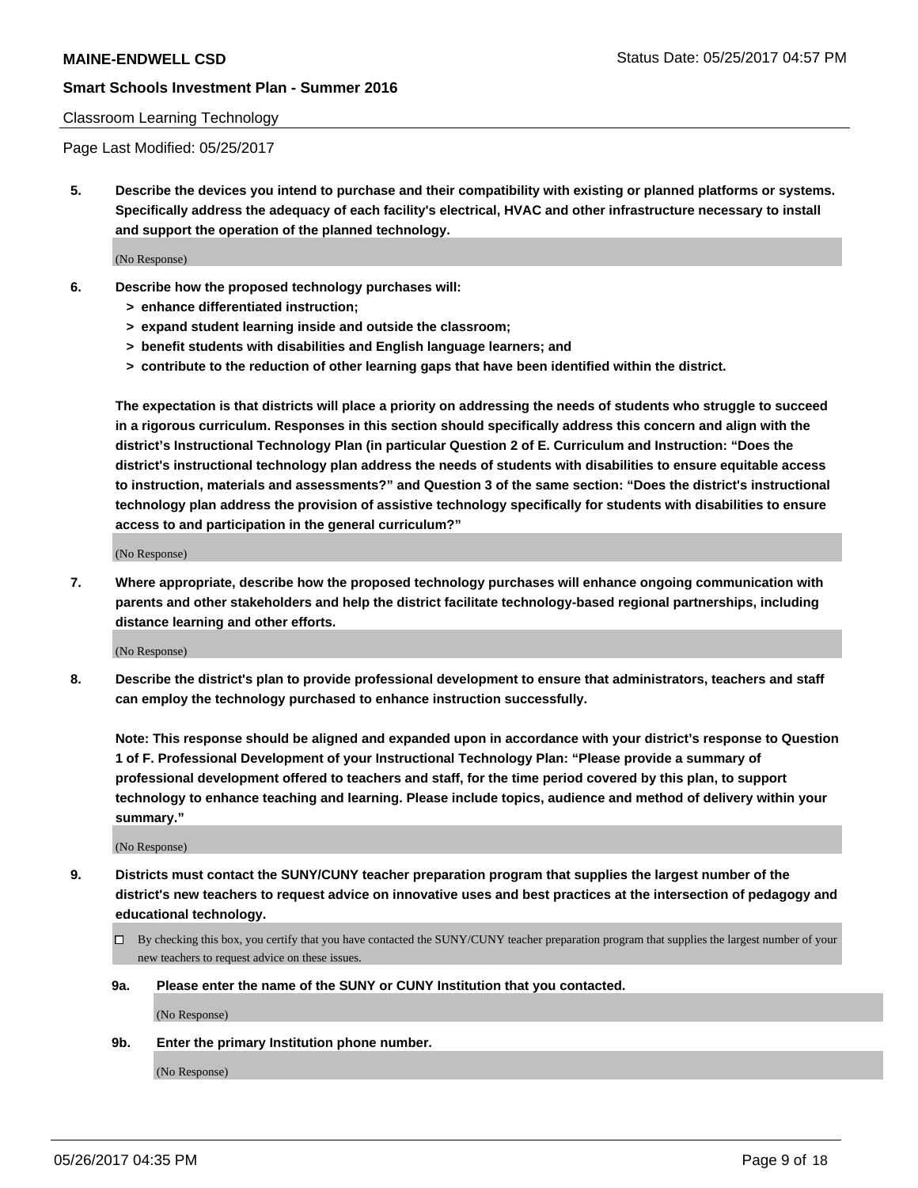Classroom Learning Technology

Page Last Modified: 05/25/2017

**5. Describe the devices you intend to purchase and their compatibility with existing or planned platforms or systems. Specifically address the adequacy of each facility's electrical, HVAC and other infrastructure necessary to install and support the operation of the planned technology.**

(No Response)

**6. Describe how the proposed technology purchases will:**
- **> enhance differentiated instruction;**
- **> expand student learning inside and outside the classroom;**
- **> benefit students with disabilities and English language learners; and**
- **> contribute to the reduction of other learning gaps that have been identified within the district.**

**The expectation is that districts will place a priority on addressing the needs of students who struggle to succeed in a rigorous curriculum. Responses in this section should specifically address this concern and align with the district's Instructional Technology Plan (in particular Question 2 of E. Curriculum and Instruction: "Does the district's instructional technology plan address the needs of students with disabilities to ensure equitable access to instruction, materials and assessments?" and Question 3 of the same section: "Does the district's instructional technology plan address the provision of assistive technology specifically for students with disabilities to ensure access to and participation in the general curriculum?"**

(No Response)

**7. Where appropriate, describe how the proposed technology purchases will enhance ongoing communication with parents and other stakeholders and help the district facilitate technology-based regional partnerships, including distance learning and other efforts.**

(No Response)

**8. Describe the district's plan to provide professional development to ensure that administrators, teachers and staff can employ the technology purchased to enhance instruction successfully.**

**Note: This response should be aligned and expanded upon in accordance with your district's response to Question 1 of F. Professional Development of your Instructional Technology Plan: "Please provide a summary of professional development offered to teachers and staff, for the time period covered by this plan, to support technology to enhance teaching and learning. Please include topics, audience and method of delivery within your summary."**

(No Response)

**9. Districts must contact the SUNY/CUNY teacher preparation program that supplies the largest number of the district's new teachers to request advice on innovative uses and best practices at the intersection of pedagogy and educational technology.**

☐ By checking this box, you certify that you have contacted the SUNY/CUNY teacher preparation program that supplies the largest number of your new teachers to request advice on these issues.

**9a. Please enter the name of the SUNY or CUNY Institution that you contacted.**

(No Response)

**9b. Enter the primary Institution phone number.**

(No Response)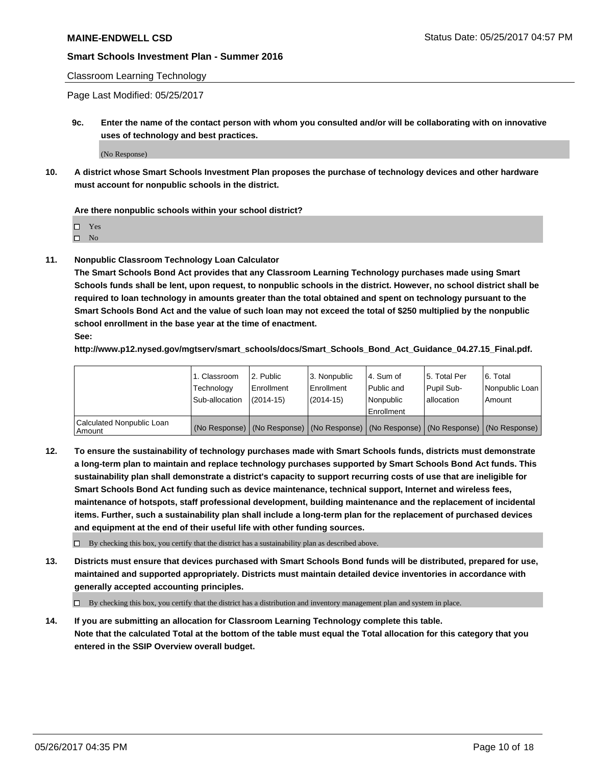Classroom Learning Technology

Page Last Modified: 05/25/2017

**9c. Enter the name of the contact person with whom you consulted and/or will be collaborating with on innovative uses of technology and best practices.**

(No Response)

**10. A district whose Smart Schools Investment Plan proposes the purchase of technology devices and other hardware must account for nonpublic schools in the district.**

**Are there nonpublic schools within your school district?**

- ☐ Yes
- ☐ No

**11. Nonpublic Classroom Technology Loan Calculator**

**The Smart Schools Bond Act provides that any Classroom Learning Technology purchases made using Smart Schools funds shall be lent, upon request, to nonpublic schools in the district. However, no school district shall be required to loan technology in amounts greater than the total obtained and spent on technology pursuant to the Smart Schools Bond Act and the value of such loan may not exceed the total of $250 multiplied by the nonpublic school enrollment in the base year at the time of enactment.**

**See:**

**http://www.p12.nysed.gov/mgtserv/smart_schools/docs/Smart_Schools_Bond_Act_Guidance_04.27.15_Final.pdf.**

| | 1. Classroom Technology Sub-allocation | 2. Public Enrollment (2014-15) | 3. Nonpublic Enrollment (2014-15) | 4. Sum of Public and Nonpublic Enrollment | 5. Total Per Pupil Sub-allocation | 6. Total Nonpublic Loan Amount |
|---|---|---|---|---|---|---|
| Calculated Nonpublic Loan Amount | (No Response) | (No Response) | (No Response) | (No Response) | (No Response) | (No Response) |

**12. To ensure the sustainability of technology purchases made with Smart Schools funds, districts must demonstrate a long-term plan to maintain and replace technology purchases supported by Smart Schools Bond Act funds. This sustainability plan shall demonstrate a district's capacity to support recurring costs of use that are ineligible for Smart Schools Bond Act funding such as device maintenance, technical support, Internet and wireless fees, maintenance of hotspots, staff professional development, building maintenance and the replacement of incidental items. Further, such a sustainability plan shall include a long-term plan for the replacement of purchased devices and equipment at the end of their useful life with other funding sources.**

☐ By checking this box, you certify that the district has a sustainability plan as described above.

**13. Districts must ensure that devices purchased with Smart Schools Bond funds will be distributed, prepared for use, maintained and supported appropriately. Districts must maintain detailed device inventories in accordance with generally accepted accounting principles.**

☐ By checking this box, you certify that the district has a distribution and inventory management plan and system in place.

**14. If you are submitting an allocation for Classroom Learning Technology complete this table. Note that the calculated Total at the bottom of the table must equal the Total allocation for this category that you entered in the SSIP Overview overall budget.**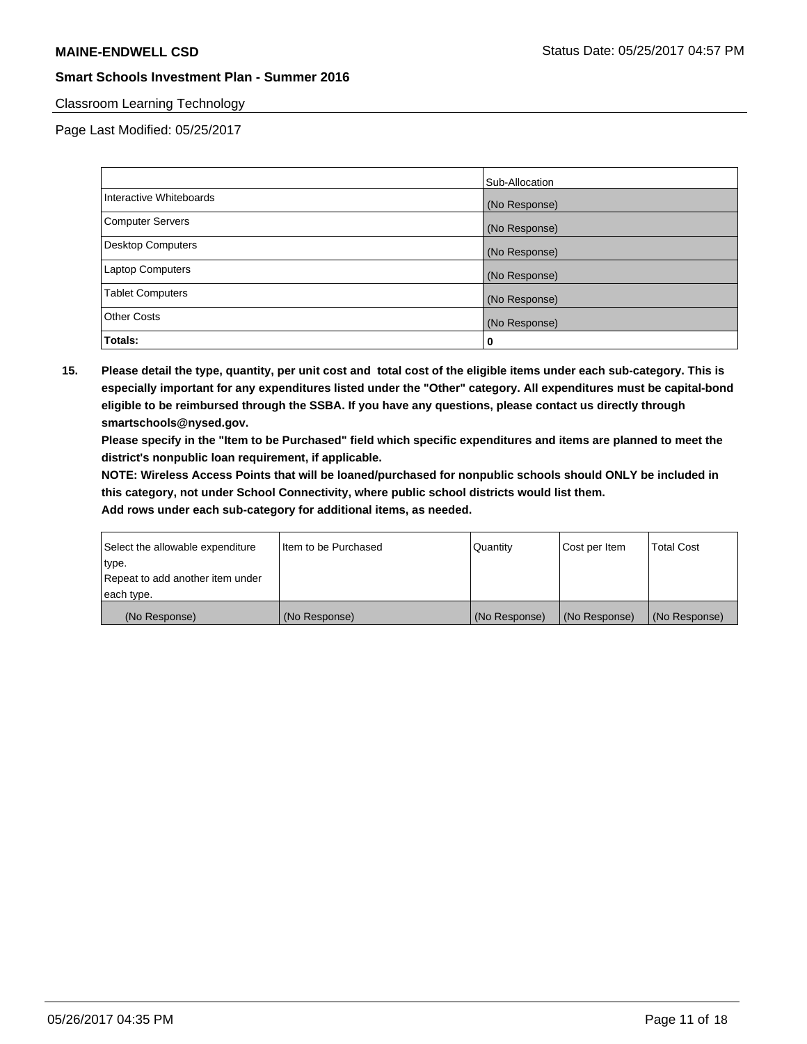Classroom Learning Technology

Page Last Modified: 05/25/2017

| | Sub-Allocation |
|---|---|
| Interactive Whiteboards | (No Response) |
| Computer Servers | (No Response) |
| Desktop Computers | (No Response) |
| Laptop Computers | (No Response) |
| Tablet Computers | (No Response) |
| Other Costs | (No Response) |
| **Totals:** | **0** |

**15. Please detail the type, quantity, per unit cost and total cost of the eligible items under each sub-category. This is especially important for any expenditures listed under the "Other" category. All expenditures must be capital-bond eligible to be reimbursed through the SSBA. If you have any questions, please contact us directly through smartschools@nysed.gov.**

**Please specify in the "Item to be Purchased" field which specific expenditures and items are planned to meet the district's nonpublic loan requirement, if applicable.**

**NOTE: Wireless Access Points that will be loaned/purchased for nonpublic schools should ONLY be included in this category, not under School Connectivity, where public school districts would list them.**

**Add rows under each sub-category for additional items, as needed.**

| Select the allowable expenditure type. Repeat to add another item under each type. | Item to be Purchased | Quantity | Cost per Item | Total Cost |
|---|---|---|---|---|
| (No Response) | (No Response) | (No Response) | (No Response) | (No Response) |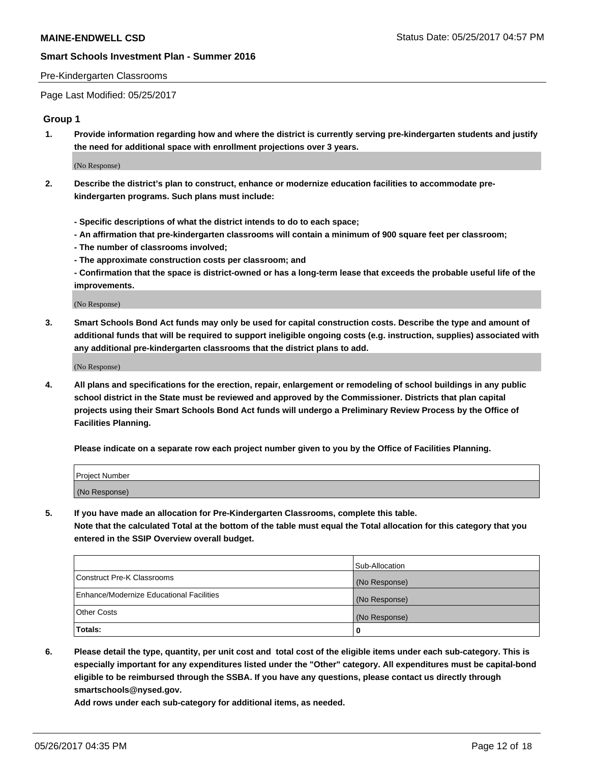Pre-Kindergarten Classrooms

Page Last Modified: 05/25/2017

## Group 1

**1. Provide information regarding how and where the district is currently serving pre-kindergarten students and justify the need for additional space with enrollment projections over 3 years.**

(No Response)

**2. Describe the district's plan to construct, enhance or modernize education facilities to accommodate pre-kindergarten programs. Such plans must include:**

**- Specific descriptions of what the district intends to do to each space;**
**- An affirmation that pre-kindergarten classrooms will contain a minimum of 900 square feet per classroom;**
**- The number of classrooms involved;**
**- The approximate construction costs per classroom; and**
**- Confirmation that the space is district-owned or has a long-term lease that exceeds the probable useful life of the improvements.**

(No Response)

**3. Smart Schools Bond Act funds may only be used for capital construction costs. Describe the type and amount of additional funds that will be required to support ineligible ongoing costs (e.g. instruction, supplies) associated with any additional pre-kindergarten classrooms that the district plans to add.**

(No Response)

**4. All plans and specifications for the erection, repair, enlargement or remodeling of school buildings in any public school district in the State must be reviewed and approved by the Commissioner. Districts that plan capital projects using their Smart Schools Bond Act funds will undergo a Preliminary Review Process by the Office of Facilities Planning.**

**Please indicate on a separate row each project number given to you by the Office of Facilities Planning.**

| Project Number |
| --- |
| (No Response) |

**5. If you have made an allocation for Pre-Kindergarten Classrooms, complete this table.**
**Note that the calculated Total at the bottom of the table must equal the Total allocation for this category that you entered in the SSIP Overview overall budget.**

| | Sub-Allocation |
| --- | --- |
| Construct Pre-K Classrooms | (No Response) |
| Enhance/Modernize Educational Facilities | (No Response) |
| Other Costs | (No Response) |
| **Totals:** | **0** |

**6. Please detail the type, quantity, per unit cost and total cost of the eligible items under each sub-category. This is especially important for any expenditures listed under the "Other" category. All expenditures must be capital-bond eligible to be reimbursed through the SSBA. If you have any questions, please contact us directly through smartschools@nysed.gov.**
**Add rows under each sub-category for additional items, as needed.**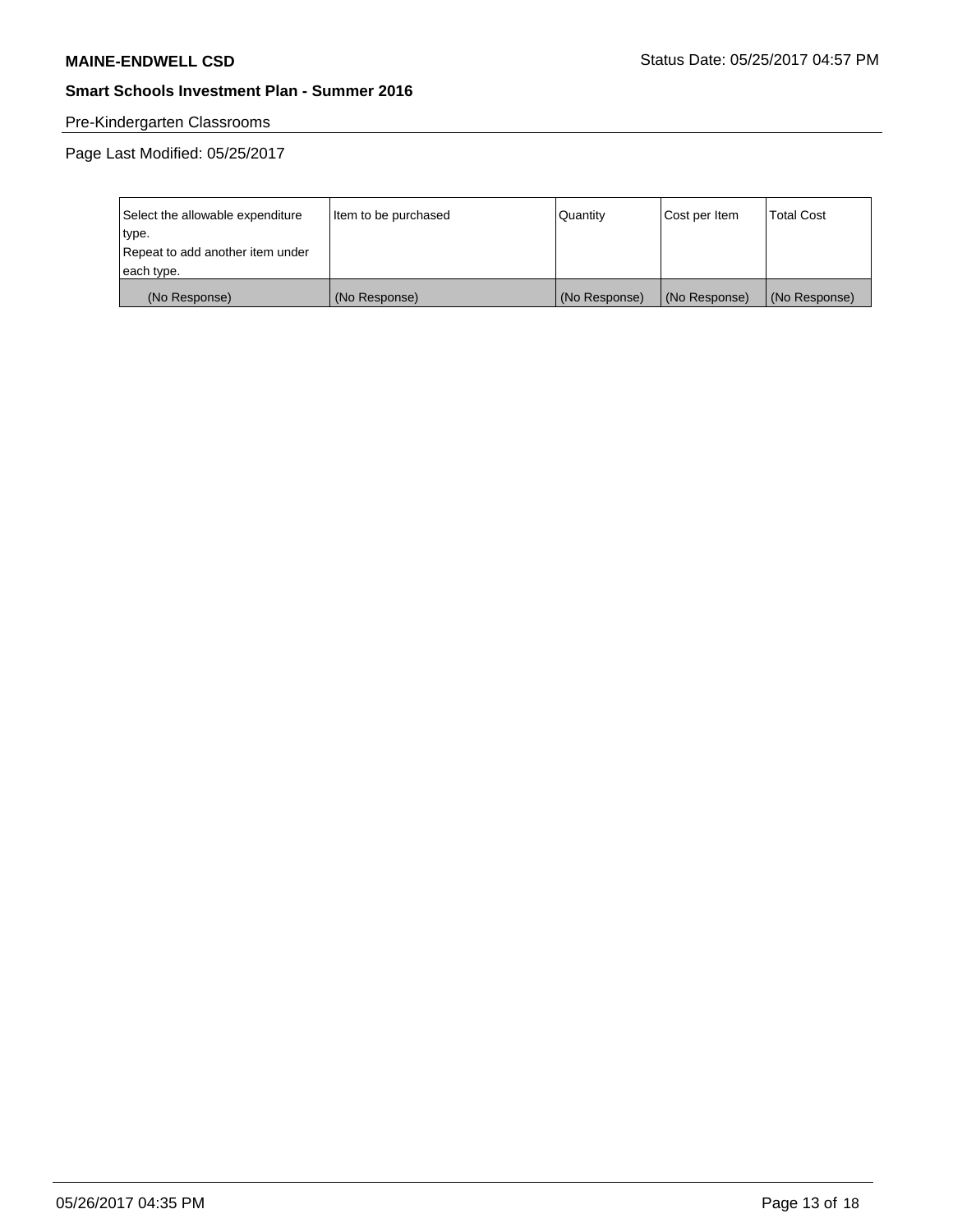Pre-Kindergarten Classrooms

Page Last Modified: 05/25/2017

| Select the allowable expenditure type.<br>Repeat to add another item under each type. | Item to be purchased | Quantity | Cost per Item | Total Cost |
|---|---|---|---|---|
| (No Response) | (No Response) | (No Response) | (No Response) | (No Response) |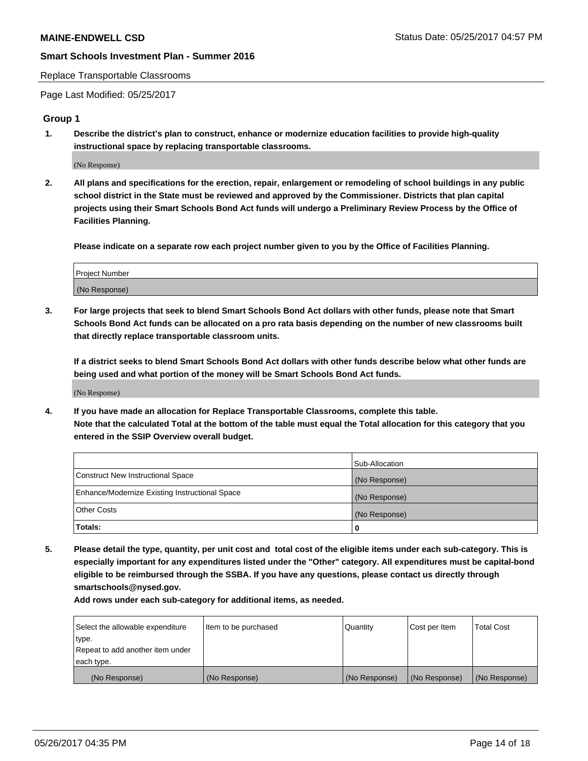Replace Transportable Classrooms

Page Last Modified: 05/25/2017

## Group 1

**1. Describe the district's plan to construct, enhance or modernize education facilities to provide high-quality instructional space by replacing transportable classrooms.**

(No Response)

**2. All plans and specifications for the erection, repair, enlargement or remodeling of school buildings in any public school district in the State must be reviewed and approved by the Commissioner. Districts that plan capital projects using their Smart Schools Bond Act funds will undergo a Preliminary Review Process by the Office of Facilities Planning.**

**Please indicate on a separate row each project number given to you by the Office of Facilities Planning.**

| Project Number |
| --- |
| (No Response) |

**3. For large projects that seek to blend Smart Schools Bond Act dollars with other funds, please note that Smart Schools Bond Act funds can be allocated on a pro rata basis depending on the number of new classrooms built that directly replace transportable classroom units.**

**If a district seeks to blend Smart Schools Bond Act dollars with other funds describe below what other funds are being used and what portion of the money will be Smart Schools Bond Act funds.**

(No Response)

**4. If you have made an allocation for Replace Transportable Classrooms, complete this table. Note that the calculated Total at the bottom of the table must equal the Total allocation for this category that you entered in the SSIP Overview overall budget.**

| | Sub-Allocation |
| --- | --- |
| Construct New Instructional Space | (No Response) |
| Enhance/Modernize Existing Instructional Space | (No Response) |
| Other Costs | (No Response) |
| **Totals:** | **0** |

**5. Please detail the type, quantity, per unit cost and total cost of the eligible items under each sub-category. This is especially important for any expenditures listed under the "Other" category. All expenditures must be capital-bond eligible to be reimbursed through the SSBA. If you have any questions, please contact us directly through smartschools@nysed.gov.**

**Add rows under each sub-category for additional items, as needed.**

| Select the allowable expenditure type. Repeat to add another item under each type. | Item to be purchased | Quantity | Cost per Item | Total Cost |
| --- | --- | --- | --- | --- |
| (No Response) | (No Response) | (No Response) | (No Response) | (No Response) |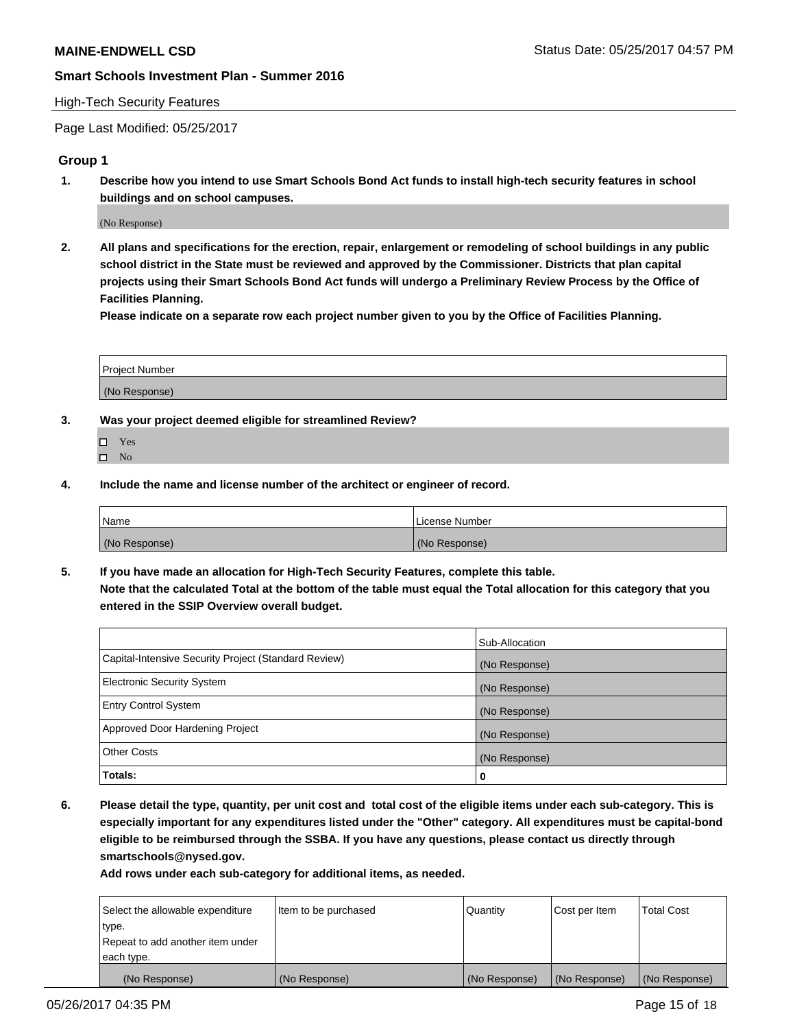High-Tech Security Features

Page Last Modified: 05/25/2017

## Group 1

**1. Describe how you intend to use Smart Schools Bond Act funds to install high-tech security features in school buildings and on school campuses.**

(No Response)

**2. All plans and specifications for the erection, repair, enlargement or remodeling of school buildings in any public school district in the State must be reviewed and approved by the Commissioner. Districts that plan capital projects using their Smart Schools Bond Act funds will undergo a Preliminary Review Process by the Office of Facilities Planning.**

**Please indicate on a separate row each project number given to you by the Office of Facilities Planning.**

| Project Number |
|---|
| (No Response) |

**3. Was your project deemed eligible for streamlined Review?**

- ☐ Yes
- ☐ No

**4. Include the name and license number of the architect or engineer of record.**

| Name | License Number |
|---|---|
| (No Response) | (No Response) |

**5. If you have made an allocation for High-Tech Security Features, complete this table.**
**Note that the calculated Total at the bottom of the table must equal the Total allocation for this category that you entered in the SSIP Overview overall budget.**

| | Sub-Allocation |
|---|---|
| Capital-Intensive Security Project (Standard Review) | (No Response) |
| Electronic Security System | (No Response) |
| Entry Control System | (No Response) |
| Approved Door Hardening Project | (No Response) |
| Other Costs | (No Response) |
| **Totals:** | **0** |

**6. Please detail the type, quantity, per unit cost and total cost of the eligible items under each sub-category. This is especially important for any expenditures listed under the "Other" category. All expenditures must be capital-bond eligible to be reimbursed through the SSBA. If you have any questions, please contact us directly through smartschools@nysed.gov.**

**Add rows under each sub-category for additional items, as needed.**

| Select the allowable expenditure type. Repeat to add another item under each type. | Item to be purchased | Quantity | Cost per Item | Total Cost |
|---|---|---|---|---|
| (No Response) | (No Response) | (No Response) | (No Response) | (No Response) |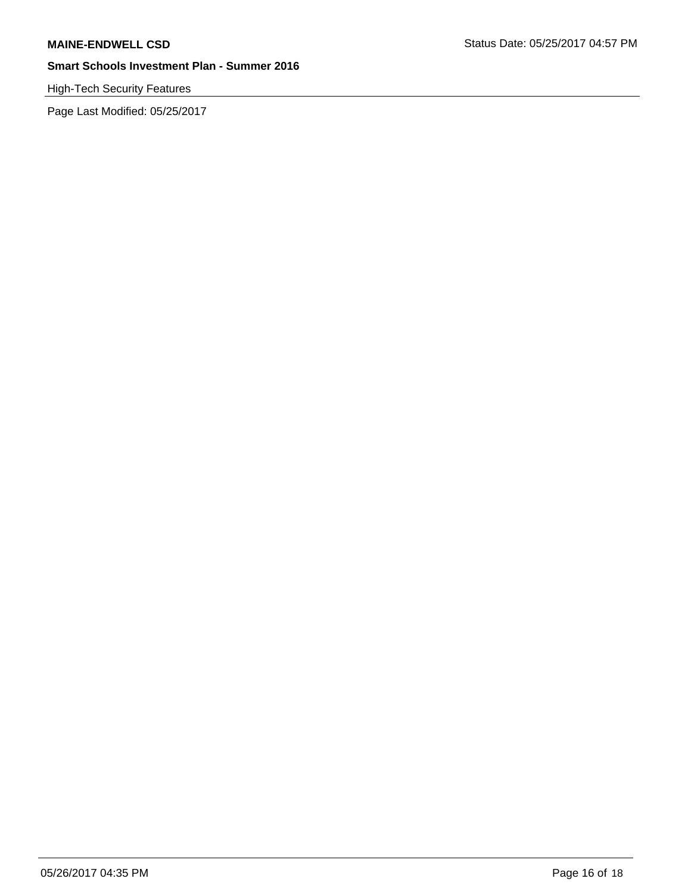High-Tech Security Features

Page Last Modified: 05/25/2017